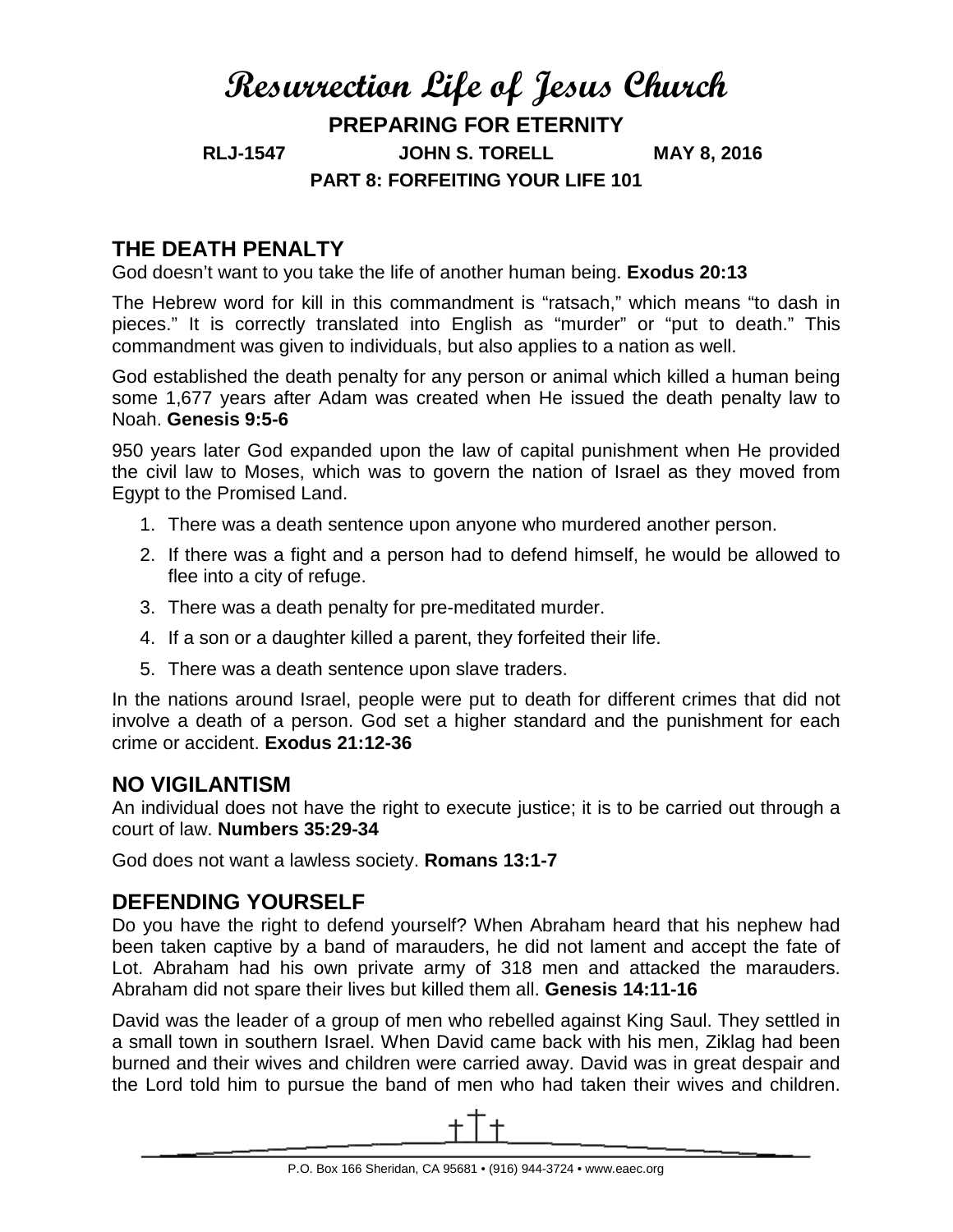# Resurrection Life of Jesus Church

**PREPARING FOR ETERNITY**

**RLJ-1547 JOHN S. TORELL MAY 8, 2016**

**PART 8: FORFEITING YOUR LIFE 101**

## THE DEATH PENALTY

God doesn't want to you take the life of another human being. **Exodus 20:13**

The Hebrew word for kill in this commandment is "ratsach," which means "to dash in pieces." It is correctly translated into English as "murder" or "put to death." This commandment was given to individuals, but also applies to a nation as well.

God established the death penalty for any person or animal which killed a human being some 1,677 years after Adam was created when He issued the death penalty law to Noah. **Genesis 9:5-6**

950 years later God expanded upon the law of capital punishment when He provided the civil law to Moses, which was to govern the nation of Israel as they moved from Egypt to the Promised Land.

1. There was a death sentence upon anyone who murdered another person.
2. If there was a fight and a person had to defend himself, he would be allowed to flee into a city of refuge.
3. There was a death penalty for pre-meditated murder.
4. If a son or a daughter killed a parent, they forfeited their life.
5. There was a death sentence upon slave traders.

In the nations around Israel, people were put to death for different crimes that did not involve a death of a person. God set a higher standard and the punishment for each crime or accident. **Exodus 21:12-36**

## NO VIGILANTISM

An individual does not have the right to execute justice; it is to be carried out through a court of law. **Numbers 35:29-34**

God does not want a lawless society. **Romans 13:1-7**

## DEFENDING YOURSELF

Do you have the right to defend yourself? When Abraham heard that his nephew had been taken captive by a band of marauders, he did not lament and accept the fate of Lot. Abraham had his own private army of 318 men and attacked the marauders. Abraham did not spare their lives but killed them all. **Genesis 14:11-16**

David was the leader of a group of men who rebelled against King Saul. They settled in a small town in southern Israel. When David came back with his men, Ziklag had been burned and their wives and children were carried away. David was in great despair and the Lord told him to pursue the band of men who had taken their wives and children.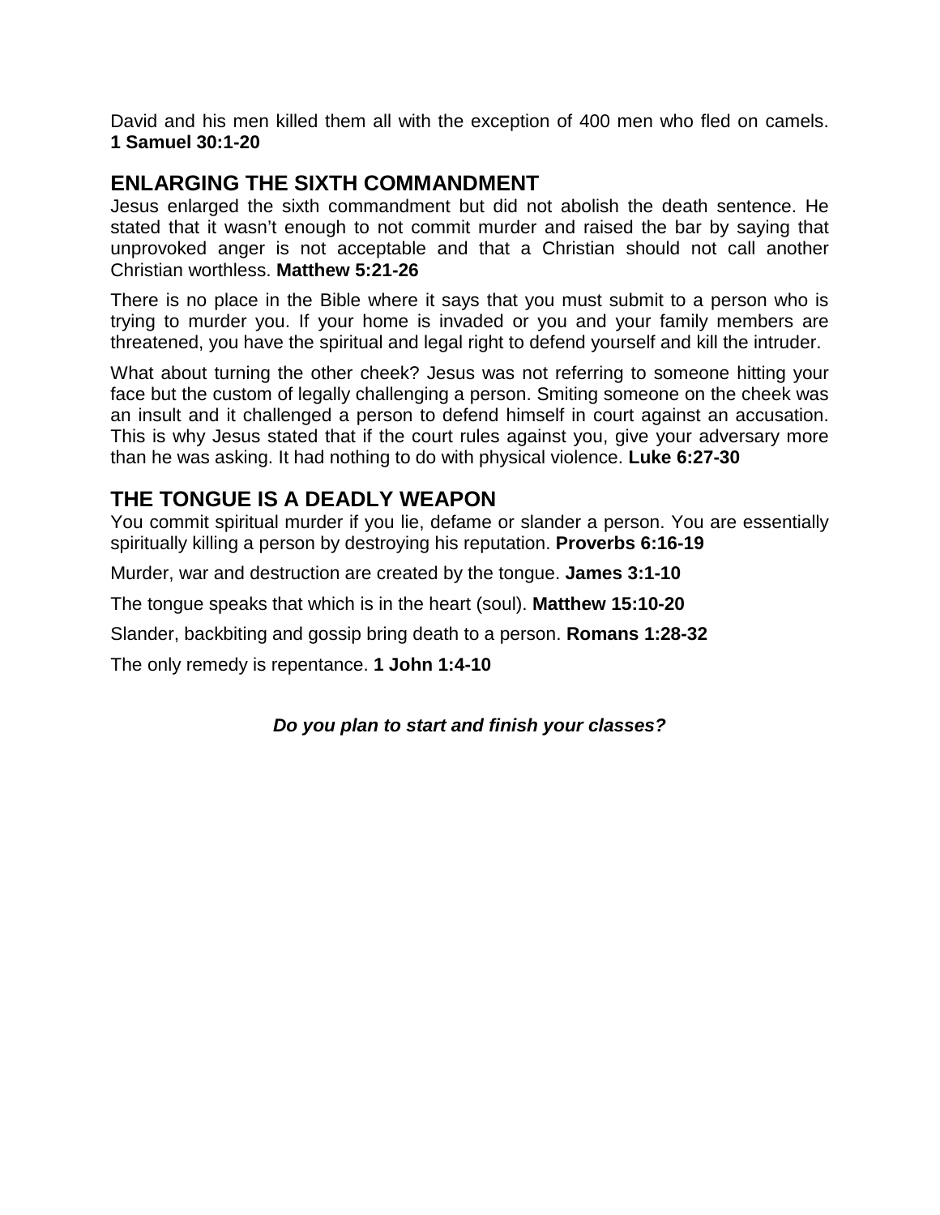David and his men killed them all with the exception of 400 men who fled on camels. **1 Samuel 30:1-20**

## ENLARGING THE SIXTH COMMANDMENT

Jesus enlarged the sixth commandment but did not abolish the death sentence. He stated that it wasn't enough to not commit murder and raised the bar by saying that unprovoked anger is not acceptable and that a Christian should not call another Christian worthless. **Matthew 5:21-26**

There is no place in the Bible where it says that you must submit to a person who is trying to murder you. If your home is invaded or you and your family members are threatened, you have the spiritual and legal right to defend yourself and kill the intruder.

What about turning the other cheek? Jesus was not referring to someone hitting your face but the custom of legally challenging a person. Smiting someone on the cheek was an insult and it challenged a person to defend himself in court against an accusation. This is why Jesus stated that if the court rules against you, give your adversary more than he was asking. It had nothing to do with physical violence. **Luke 6:27-30**

## THE TONGUE IS A DEADLY WEAPON

You commit spiritual murder if you lie, defame or slander a person. You are essentially spiritually killing a person by destroying his reputation. **Proverbs 6:16-19**

Murder, war and destruction are created by the tongue. **James 3:1-10**

The tongue speaks that which is in the heart (soul). **Matthew 15:10-20**

Slander, backbiting and gossip bring death to a person. **Romans 1:28-32**

The only remedy is repentance. **1 John 1:4-10**

***Do you plan to start and finish your classes?***